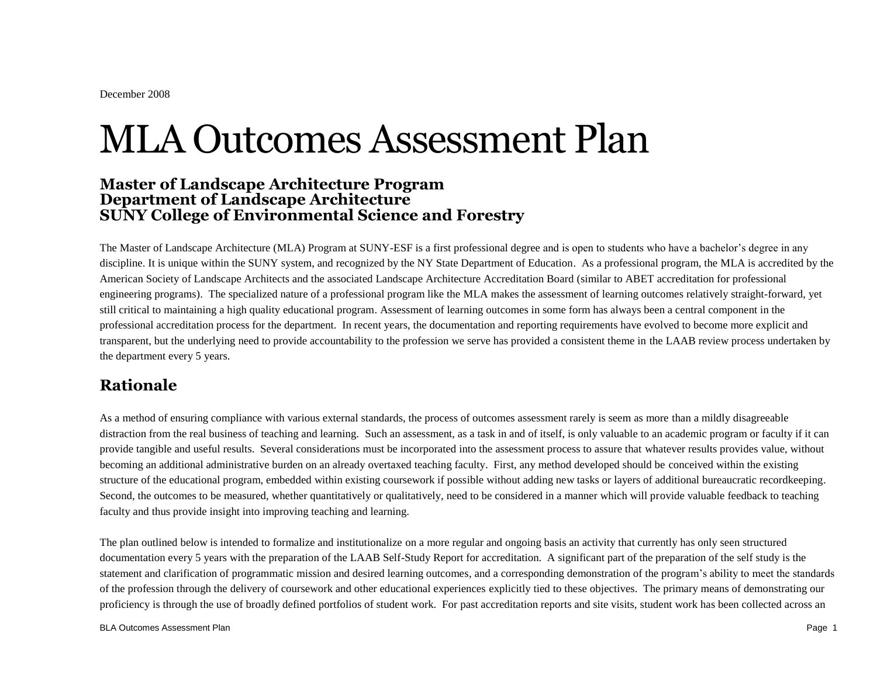December 2008

# MLA Outcomes Assessment Plan

### Master of Landscape Architecture Program
### Department of Landscape Architecture
### SUNY College of Environmental Science and Forestry

The Master of Landscape Architecture (MLA) Program at SUNY-ESF is a first professional degree and is open to students who have a bachelor's degree in any discipline. It is unique within the SUNY system, and recognized by the NY State Department of Education. As a professional program, the MLA is accredited by the American Society of Landscape Architects and the associated Landscape Architecture Accreditation Board (similar to ABET accreditation for professional engineering programs). The specialized nature of a professional program like the MLA makes the assessment of learning outcomes relatively straight-forward, yet still critical to maintaining a high quality educational program. Assessment of learning outcomes in some form has always been a central component in the professional accreditation process for the department. In recent years, the documentation and reporting requirements have evolved to become more explicit and transparent, but the underlying need to provide accountability to the profession we serve has provided a consistent theme in the LAAB review process undertaken by the department every 5 years.

## Rationale

As a method of ensuring compliance with various external standards, the process of outcomes assessment rarely is seem as more than a mildly disagreeable distraction from the real business of teaching and learning. Such an assessment, as a task in and of itself, is only valuable to an academic program or faculty if it can provide tangible and useful results. Several considerations must be incorporated into the assessment process to assure that whatever results provides value, without becoming an additional administrative burden on an already overtaxed teaching faculty. First, any method developed should be conceived within the existing structure of the educational program, embedded within existing coursework if possible without adding new tasks or layers of additional bureaucratic recordkeeping. Second, the outcomes to be measured, whether quantitatively or qualitatively, need to be considered in a manner which will provide valuable feedback to teaching faculty and thus provide insight into improving teaching and learning.

The plan outlined below is intended to formalize and institutionalize on a more regular and ongoing basis an activity that currently has only seen structured documentation every 5 years with the preparation of the LAAB Self-Study Report for accreditation. A significant part of the preparation of the self study is the statement and clarification of programmatic mission and desired learning outcomes, and a corresponding demonstration of the program's ability to meet the standards of the profession through the delivery of coursework and other educational experiences explicitly tied to these objectives. The primary means of demonstrating our proficiency is through the use of broadly defined portfolios of student work. For past accreditation reports and site visits, student work has been collected across an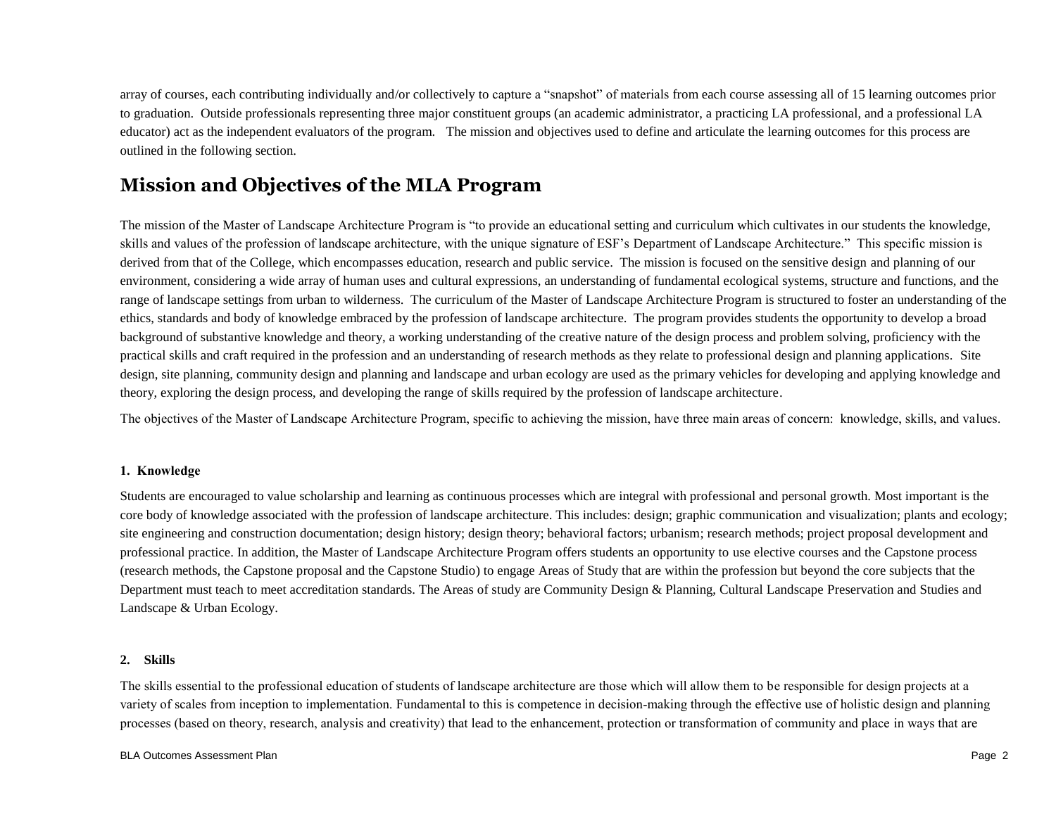array of courses, each contributing individually and/or collectively to capture a "snapshot" of materials from each course assessing all of 15 learning outcomes prior to graduation. Outside professionals representing three major constituent groups (an academic administrator, a practicing LA professional, and a professional LA educator) act as the independent evaluators of the program. The mission and objectives used to define and articulate the learning outcomes for this process are outlined in the following section.

## Mission and Objectives of the MLA Program

The mission of the Master of Landscape Architecture Program is "to provide an educational setting and curriculum which cultivates in our students the knowledge, skills and values of the profession of landscape architecture, with the unique signature of ESF's Department of Landscape Architecture." This specific mission is derived from that of the College, which encompasses education, research and public service. The mission is focused on the sensitive design and planning of our environment, considering a wide array of human uses and cultural expressions, an understanding of fundamental ecological systems, structure and functions, and the range of landscape settings from urban to wilderness. The curriculum of the Master of Landscape Architecture Program is structured to foster an understanding of the ethics, standards and body of knowledge embraced by the profession of landscape architecture. The program provides students the opportunity to develop a broad background of substantive knowledge and theory, a working understanding of the creative nature of the design process and problem solving, proficiency with the practical skills and craft required in the profession and an understanding of research methods as they relate to professional design and planning applications. Site design, site planning, community design and planning and landscape and urban ecology are used as the primary vehicles for developing and applying knowledge and theory, exploring the design process, and developing the range of skills required by the profession of landscape architecture.

The objectives of the Master of Landscape Architecture Program, specific to achieving the mission, have three main areas of concern: knowledge, skills, and values.

**1. Knowledge**

Students are encouraged to value scholarship and learning as continuous processes which are integral with professional and personal growth. Most important is the core body of knowledge associated with the profession of landscape architecture. This includes: design; graphic communication and visualization; plants and ecology; site engineering and construction documentation; design history; design theory; behavioral factors; urbanism; research methods; project proposal development and professional practice. In addition, the Master of Landscape Architecture Program offers students an opportunity to use elective courses and the Capstone process (research methods, the Capstone proposal and the Capstone Studio) to engage Areas of Study that are within the profession but beyond the core subjects that the Department must teach to meet accreditation standards. The Areas of study are Community Design & Planning, Cultural Landscape Preservation and Studies and Landscape & Urban Ecology.

**2. Skills**

The skills essential to the professional education of students of landscape architecture are those which will allow them to be responsible for design projects at a variety of scales from inception to implementation. Fundamental to this is competence in decision-making through the effective use of holistic design and planning processes (based on theory, research, analysis and creativity) that lead to the enhancement, protection or transformation of community and place in ways that are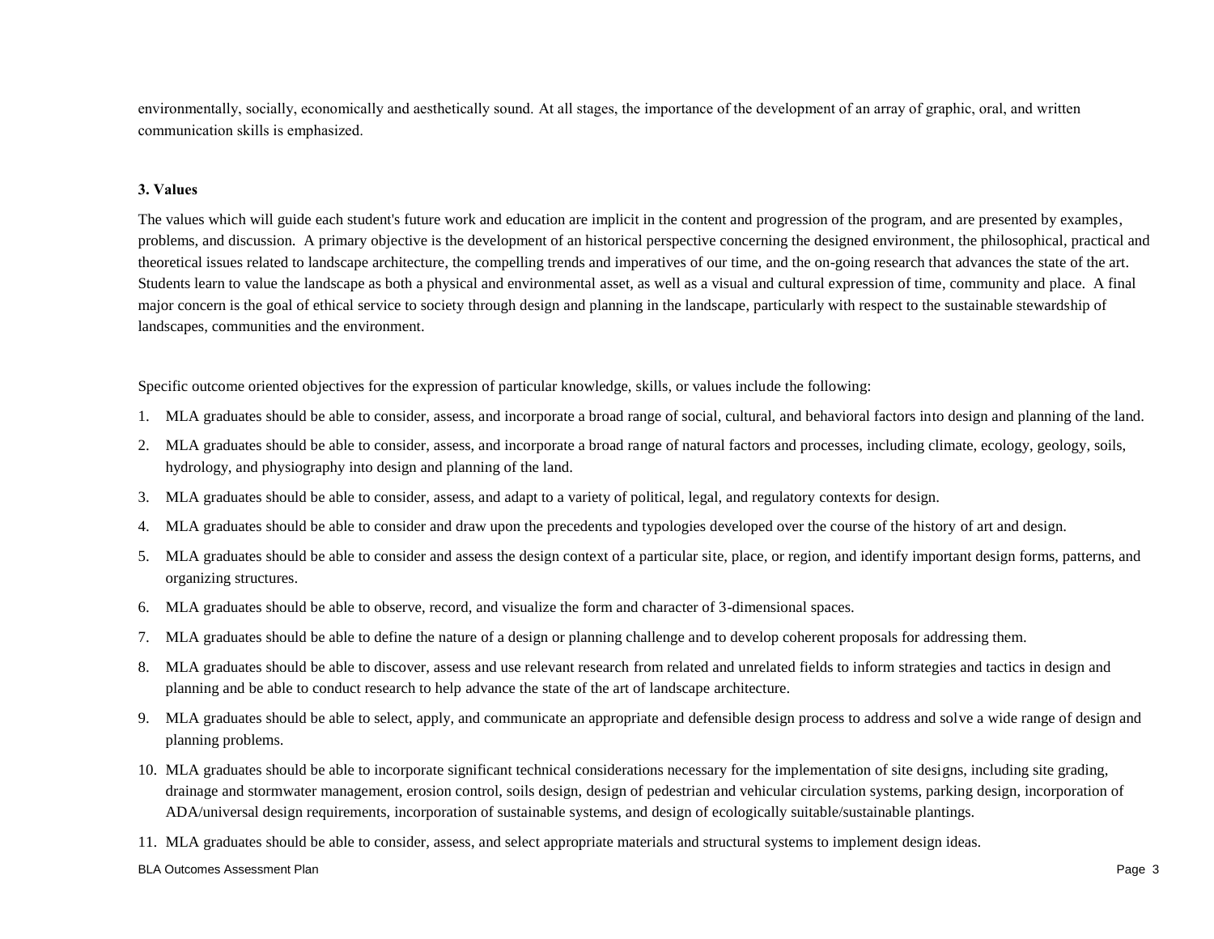environmentally, socially, economically and aesthetically sound. At all stages, the importance of the development of an array of graphic, oral, and written communication skills is emphasized.

**3. Values**

The values which will guide each student's future work and education are implicit in the content and progression of the program, and are presented by examples, problems, and discussion. A primary objective is the development of an historical perspective concerning the designed environment, the philosophical, practical and theoretical issues related to landscape architecture, the compelling trends and imperatives of our time, and the on-going research that advances the state of the art. Students learn to value the landscape as both a physical and environmental asset, as well as a visual and cultural expression of time, community and place. A final major concern is the goal of ethical service to society through design and planning in the landscape, particularly with respect to the sustainable stewardship of landscapes, communities and the environment.

Specific outcome oriented objectives for the expression of particular knowledge, skills, or values include the following:

1. MLA graduates should be able to consider, assess, and incorporate a broad range of social, cultural, and behavioral factors into design and planning of the land.
2. MLA graduates should be able to consider, assess, and incorporate a broad range of natural factors and processes, including climate, ecology, geology, soils, hydrology, and physiography into design and planning of the land.
3. MLA graduates should be able to consider, assess, and adapt to a variety of political, legal, and regulatory contexts for design.
4. MLA graduates should be able to consider and draw upon the precedents and typologies developed over the course of the history of art and design.
5. MLA graduates should be able to consider and assess the design context of a particular site, place, or region, and identify important design forms, patterns, and organizing structures.
6. MLA graduates should be able to observe, record, and visualize the form and character of 3-dimensional spaces.
7. MLA graduates should be able to define the nature of a design or planning challenge and to develop coherent proposals for addressing them.
8. MLA graduates should be able to discover, assess and use relevant research from related and unrelated fields to inform strategies and tactics in design and planning and be able to conduct research to help advance the state of the art of landscape architecture.
9. MLA graduates should be able to select, apply, and communicate an appropriate and defensible design process to address and solve a wide range of design and planning problems.
10. MLA graduates should be able to incorporate significant technical considerations necessary for the implementation of site designs, including site grading, drainage and stormwater management, erosion control, soils design, design of pedestrian and vehicular circulation systems, parking design, incorporation of ADA/universal design requirements, incorporation of sustainable systems, and design of ecologically suitable/sustainable plantings.
11. MLA graduates should be able to consider, assess, and select appropriate materials and structural systems to implement design ideas.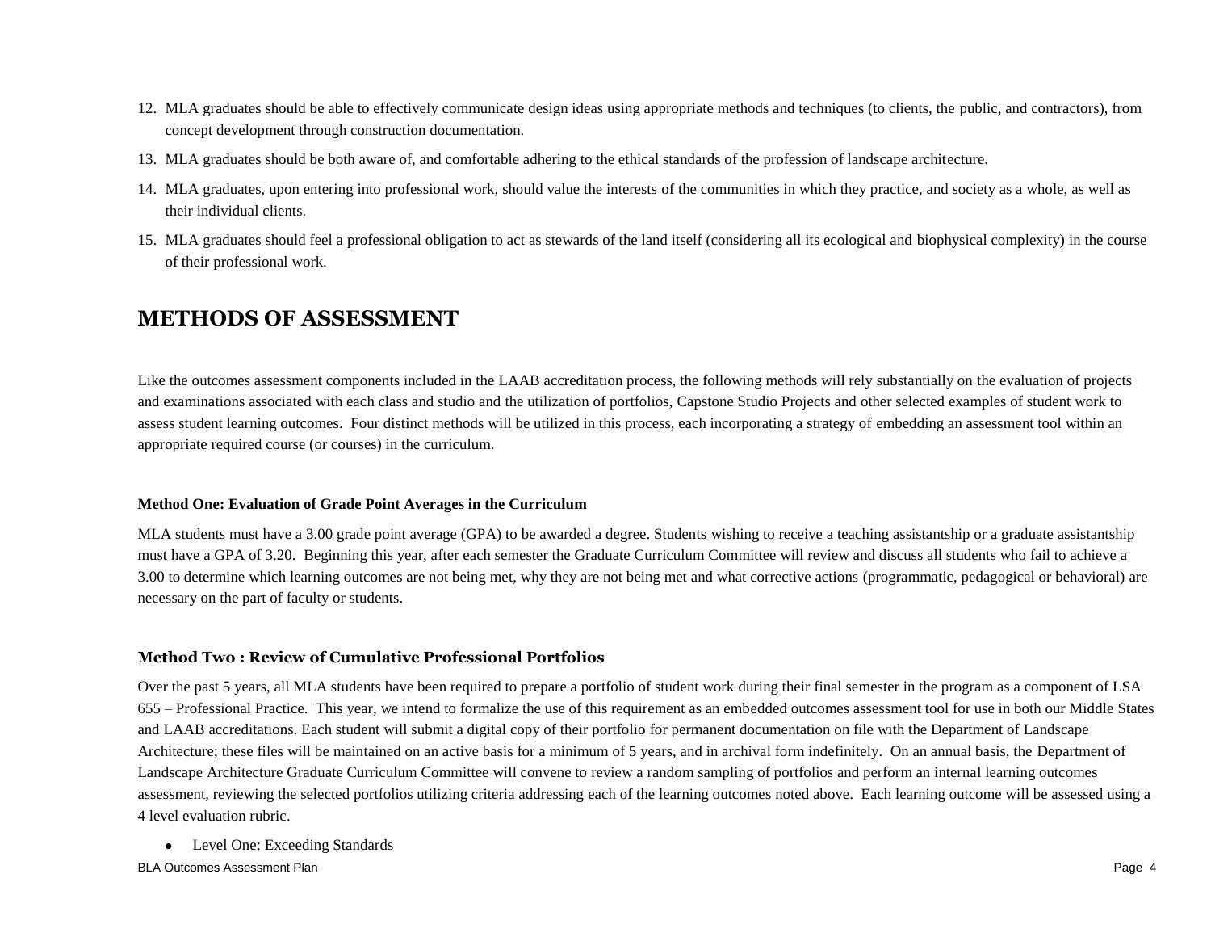12. MLA graduates should be able to effectively communicate design ideas using appropriate methods and techniques (to clients, the public, and contractors), from concept development through construction documentation.
13. MLA graduates should be both aware of, and comfortable adhering to the ethical standards of the profession of landscape architecture.
14. MLA graduates, upon entering into professional work, should value the interests of the communities in which they practice, and society as a whole, as well as their individual clients.
15. MLA graduates should feel a professional obligation to act as stewards of the land itself (considering all its ecological and biophysical complexity) in the course of their professional work.

## METHODS OF ASSESSMENT

Like the outcomes assessment components included in the LAAB accreditation process, the following methods will rely substantially on the evaluation of projects and examinations associated with each class and studio and the utilization of portfolios, Capstone Studio Projects and other selected examples of student work to assess student learning outcomes. Four distinct methods will be utilized in this process, each incorporating a strategy of embedding an assessment tool within an appropriate required course (or courses) in the curriculum.

**Method One: Evaluation of Grade Point Averages in the Curriculum**

MLA students must have a 3.00 grade point average (GPA) to be awarded a degree. Students wishing to receive a teaching assistantship or a graduate assistantship must have a GPA of 3.20. Beginning this year, after each semester the Graduate Curriculum Committee will review and discuss all students who fail to achieve a 3.00 to determine which learning outcomes are not being met, why they are not being met and what corrective actions (programmatic, pedagogical or behavioral) are necessary on the part of faculty or students.

### Method Two : Review of Cumulative Professional Portfolios

Over the past 5 years, all MLA students have been required to prepare a portfolio of student work during their final semester in the program as a component of LSA 655 – Professional Practice. This year, we intend to formalize the use of this requirement as an embedded outcomes assessment tool for use in both our Middle States and LAAB accreditations. Each student will submit a digital copy of their portfolio for permanent documentation on file with the Department of Landscape Architecture; these files will be maintained on an active basis for a minimum of 5 years, and in archival form indefinitely. On an annual basis, the Department of Landscape Architecture Graduate Curriculum Committee will convene to review a random sampling of portfolios and perform an internal learning outcomes assessment, reviewing the selected portfolios utilizing criteria addressing each of the learning outcomes noted above. Each learning outcome will be assessed using a 4 level evaluation rubric.

- Level One: Exceeding Standards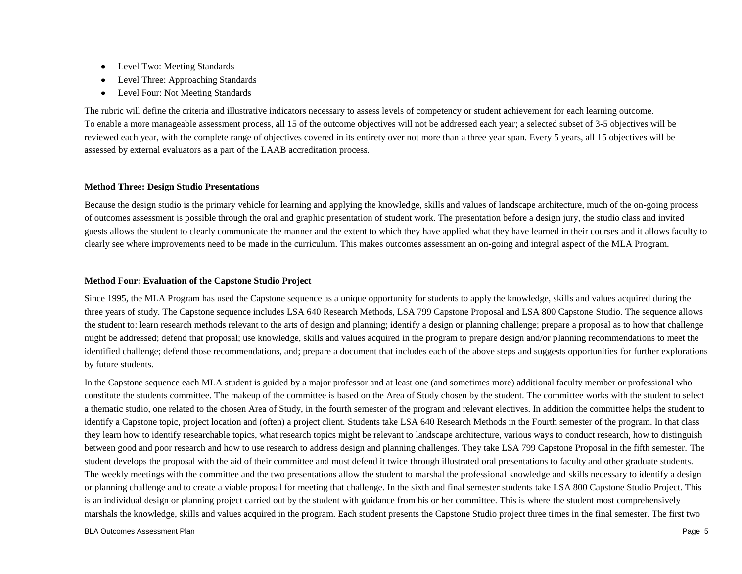- Level Two: Meeting Standards
- Level Three: Approaching Standards
- Level Four: Not Meeting Standards

The rubric will define the criteria and illustrative indicators necessary to assess levels of competency or student achievement for each learning outcome. To enable a more manageable assessment process, all 15 of the outcome objectives will not be addressed each year; a selected subset of 3-5 objectives will be reviewed each year, with the complete range of objectives covered in its entirety over not more than a three year span. Every 5 years, all 15 objectives will be assessed by external evaluators as a part of the LAAB accreditation process.

**Method Three: Design Studio Presentations**

Because the design studio is the primary vehicle for learning and applying the knowledge, skills and values of landscape architecture, much of the on-going process of outcomes assessment is possible through the oral and graphic presentation of student work. The presentation before a design jury, the studio class and invited guests allows the student to clearly communicate the manner and the extent to which they have applied what they have learned in their courses and it allows faculty to clearly see where improvements need to be made in the curriculum. This makes outcomes assessment an on-going and integral aspect of the MLA Program.

**Method Four: Evaluation of the Capstone Studio Project**

Since 1995, the MLA Program has used the Capstone sequence as a unique opportunity for students to apply the knowledge, skills and values acquired during the three years of study. The Capstone sequence includes LSA 640 Research Methods, LSA 799 Capstone Proposal and LSA 800 Capstone Studio. The sequence allows the student to: learn research methods relevant to the arts of design and planning; identify a design or planning challenge; prepare a proposal as to how that challenge might be addressed; defend that proposal; use knowledge, skills and values acquired in the program to prepare design and/or planning recommendations to meet the identified challenge; defend those recommendations, and; prepare a document that includes each of the above steps and suggests opportunities for further explorations by future students.

In the Capstone sequence each MLA student is guided by a major professor and at least one (and sometimes more) additional faculty member or professional who constitute the students committee. The makeup of the committee is based on the Area of Study chosen by the student. The committee works with the student to select a thematic studio, one related to the chosen Area of Study, in the fourth semester of the program and relevant electives. In addition the committee helps the student to identify a Capstone topic, project location and (often) a project client. Students take LSA 640 Research Methods in the Fourth semester of the program. In that class they learn how to identify researchable topics, what research topics might be relevant to landscape architecture, various ways to conduct research, how to distinguish between good and poor research and how to use research to address design and planning challenges. They take LSA 799 Capstone Proposal in the fifth semester. The student develops the proposal with the aid of their committee and must defend it twice through illustrated oral presentations to faculty and other graduate students. The weekly meetings with the committee and the two presentations allow the student to marshal the professional knowledge and skills necessary to identify a design or planning challenge and to create a viable proposal for meeting that challenge. In the sixth and final semester students take LSA 800 Capstone Studio Project. This is an individual design or planning project carried out by the student with guidance from his or her committee. This is where the student most comprehensively marshals the knowledge, skills and values acquired in the program. Each student presents the Capstone Studio project three times in the final semester. The first two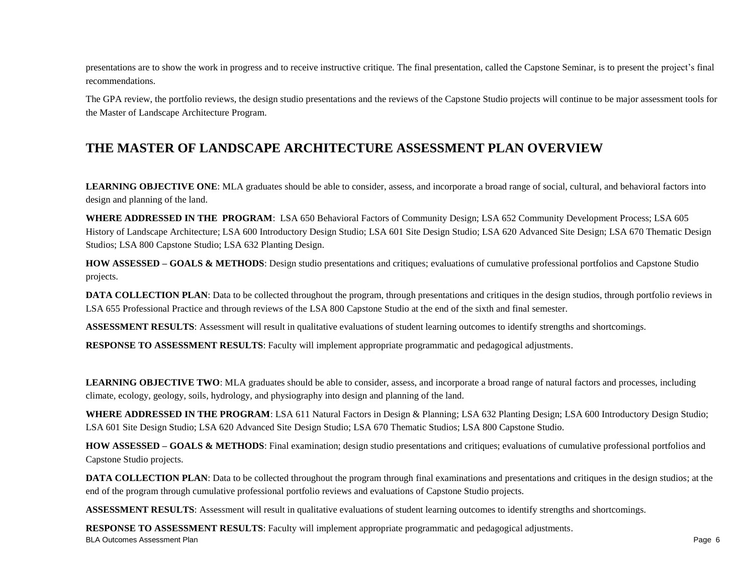presentations are to show the work in progress and to receive instructive critique. The final presentation, called the Capstone Seminar, is to present the project's final recommendations.

The GPA review, the portfolio reviews, the design studio presentations and the reviews of the Capstone Studio projects will continue to be major assessment tools for the Master of Landscape Architecture Program.

## THE MASTER OF LANDSCAPE ARCHITECTURE ASSESSMENT PLAN OVERVIEW

**LEARNING OBJECTIVE ONE**: MLA graduates should be able to consider, assess, and incorporate a broad range of social, cultural, and behavioral factors into design and planning of the land.

**WHERE ADDRESSED IN THE PROGRAM**: LSA 650 Behavioral Factors of Community Design; LSA 652 Community Development Process; LSA 605 History of Landscape Architecture; LSA 600 Introductory Design Studio; LSA 601 Site Design Studio; LSA 620 Advanced Site Design; LSA 670 Thematic Design Studios; LSA 800 Capstone Studio; LSA 632 Planting Design.

**HOW ASSESSED – GOALS & METHODS**: Design studio presentations and critiques; evaluations of cumulative professional portfolios and Capstone Studio projects.

**DATA COLLECTION PLAN**: Data to be collected throughout the program, through presentations and critiques in the design studios, through portfolio reviews in LSA 655 Professional Practice and through reviews of the LSA 800 Capstone Studio at the end of the sixth and final semester.

**ASSESSMENT RESULTS**: Assessment will result in qualitative evaluations of student learning outcomes to identify strengths and shortcomings.

**RESPONSE TO ASSESSMENT RESULTS**: Faculty will implement appropriate programmatic and pedagogical adjustments.

**LEARNING OBJECTIVE TWO**: MLA graduates should be able to consider, assess, and incorporate a broad range of natural factors and processes, including climate, ecology, geology, soils, hydrology, and physiography into design and planning of the land.

**WHERE ADDRESSED IN THE PROGRAM**: LSA 611 Natural Factors in Design & Planning; LSA 632 Planting Design; LSA 600 Introductory Design Studio; LSA 601 Site Design Studio; LSA 620 Advanced Site Design Studio; LSA 670 Thematic Studios; LSA 800 Capstone Studio.

**HOW ASSESSED – GOALS & METHODS**: Final examination; design studio presentations and critiques; evaluations of cumulative professional portfolios and Capstone Studio projects.

**DATA COLLECTION PLAN**: Data to be collected throughout the program through final examinations and presentations and critiques in the design studios; at the end of the program through cumulative professional portfolio reviews and evaluations of Capstone Studio projects.

**ASSESSMENT RESULTS**: Assessment will result in qualitative evaluations of student learning outcomes to identify strengths and shortcomings.

**RESPONSE TO ASSESSMENT RESULTS**: Faculty will implement appropriate programmatic and pedagogical adjustments.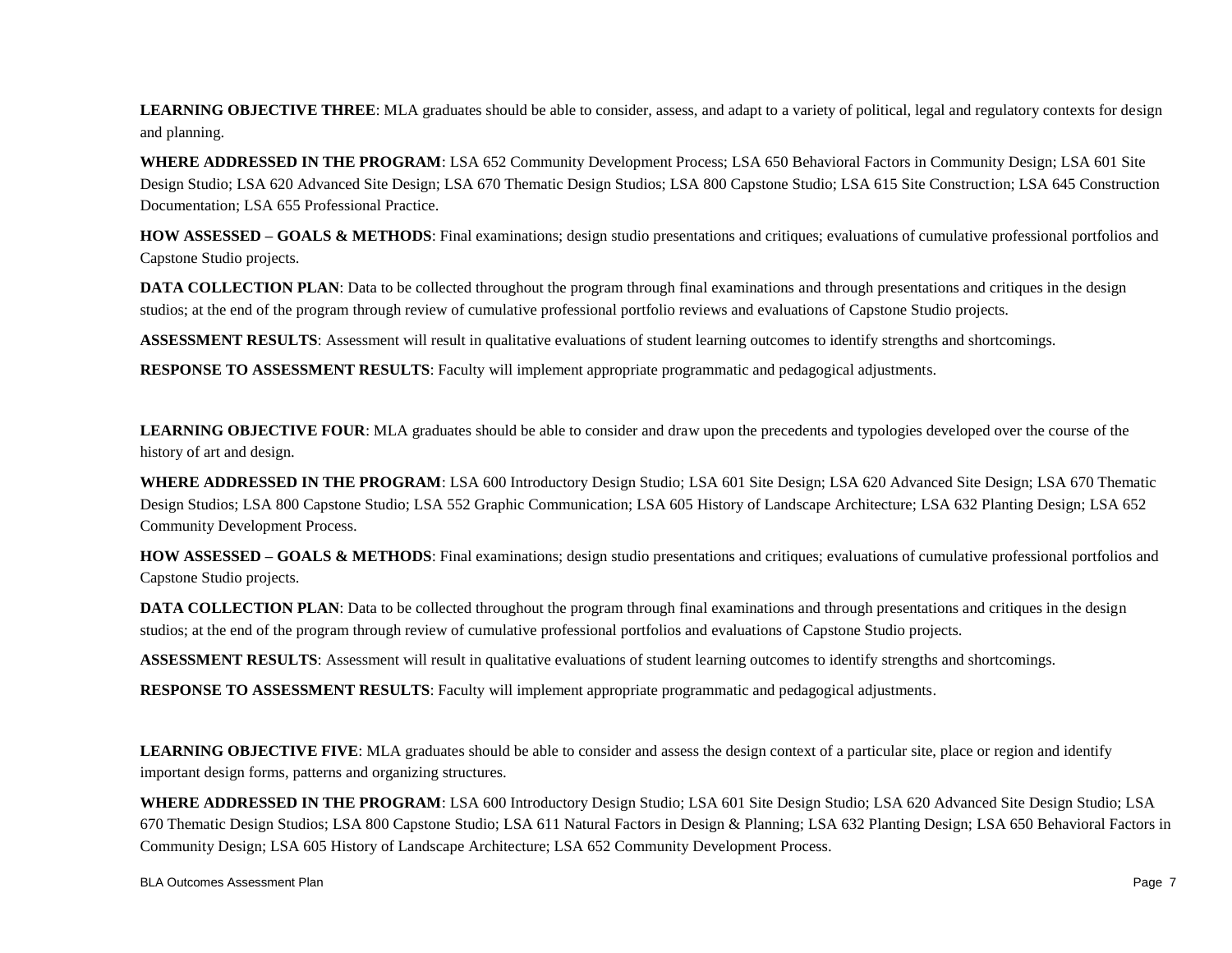**LEARNING OBJECTIVE THREE**: MLA graduates should be able to consider, assess, and adapt to a variety of political, legal and regulatory contexts for design and planning.

**WHERE ADDRESSED IN THE PROGRAM**: LSA 652 Community Development Process; LSA 650 Behavioral Factors in Community Design; LSA 601 Site Design Studio; LSA 620 Advanced Site Design; LSA 670 Thematic Design Studios; LSA 800 Capstone Studio; LSA 615 Site Construction; LSA 645 Construction Documentation; LSA 655 Professional Practice.

**HOW ASSESSED – GOALS & METHODS**: Final examinations; design studio presentations and critiques; evaluations of cumulative professional portfolios and Capstone Studio projects.

**DATA COLLECTION PLAN**: Data to be collected throughout the program through final examinations and through presentations and critiques in the design studios; at the end of the program through review of cumulative professional portfolio reviews and evaluations of Capstone Studio projects.

**ASSESSMENT RESULTS**: Assessment will result in qualitative evaluations of student learning outcomes to identify strengths and shortcomings.

**RESPONSE TO ASSESSMENT RESULTS**: Faculty will implement appropriate programmatic and pedagogical adjustments.

**LEARNING OBJECTIVE FOUR**: MLA graduates should be able to consider and draw upon the precedents and typologies developed over the course of the history of art and design.

**WHERE ADDRESSED IN THE PROGRAM**: LSA 600 Introductory Design Studio; LSA 601 Site Design; LSA 620 Advanced Site Design; LSA 670 Thematic Design Studios; LSA 800 Capstone Studio; LSA 552 Graphic Communication; LSA 605 History of Landscape Architecture; LSA 632 Planting Design; LSA 652 Community Development Process.

**HOW ASSESSED – GOALS & METHODS**: Final examinations; design studio presentations and critiques; evaluations of cumulative professional portfolios and Capstone Studio projects.

**DATA COLLECTION PLAN**: Data to be collected throughout the program through final examinations and through presentations and critiques in the design studios; at the end of the program through review of cumulative professional portfolios and evaluations of Capstone Studio projects.

**ASSESSMENT RESULTS**: Assessment will result in qualitative evaluations of student learning outcomes to identify strengths and shortcomings.

**RESPONSE TO ASSESSMENT RESULTS**: Faculty will implement appropriate programmatic and pedagogical adjustments.

**LEARNING OBJECTIVE FIVE**: MLA graduates should be able to consider and assess the design context of a particular site, place or region and identify important design forms, patterns and organizing structures.

**WHERE ADDRESSED IN THE PROGRAM**: LSA 600 Introductory Design Studio; LSA 601 Site Design Studio; LSA 620 Advanced Site Design Studio; LSA 670 Thematic Design Studios; LSA 800 Capstone Studio; LSA 611 Natural Factors in Design & Planning; LSA 632 Planting Design; LSA 650 Behavioral Factors in Community Design; LSA 605 History of Landscape Architecture; LSA 652 Community Development Process.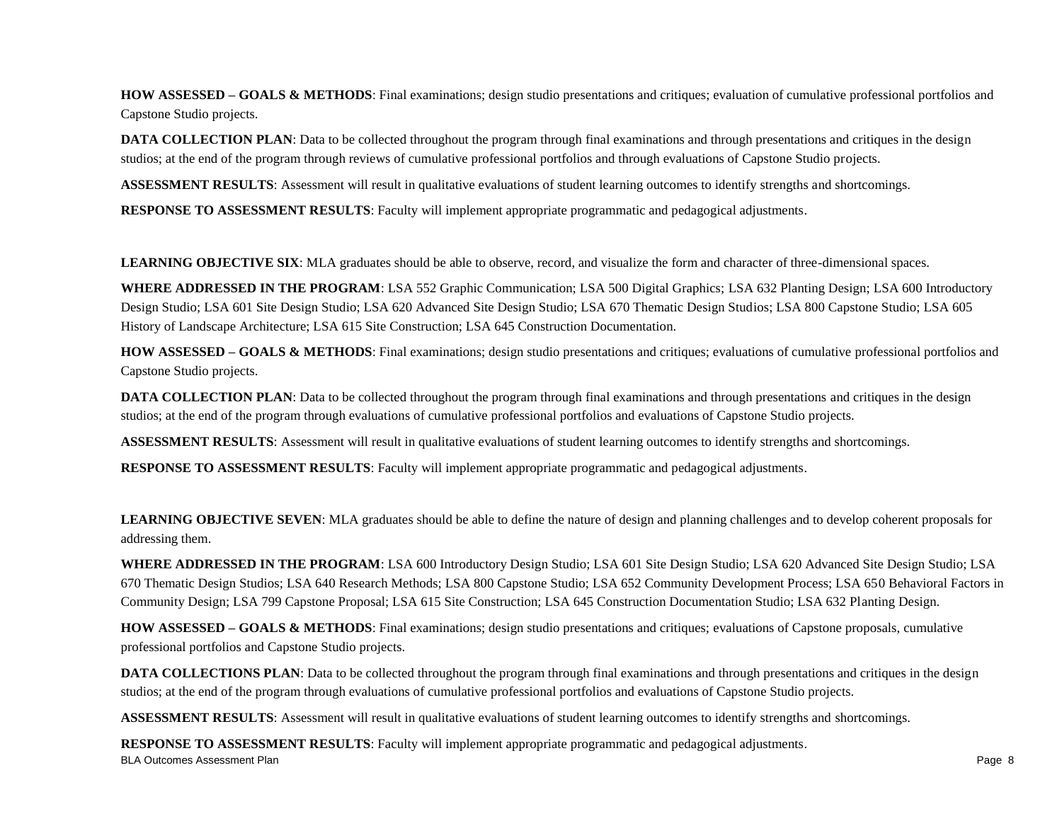**HOW ASSESSED – GOALS & METHODS**: Final examinations; design studio presentations and critiques; evaluation of cumulative professional portfolios and Capstone Studio projects.

**DATA COLLECTION PLAN**: Data to be collected throughout the program through final examinations and through presentations and critiques in the design studios; at the end of the program through reviews of cumulative professional portfolios and through evaluations of Capstone Studio projects.

**ASSESSMENT RESULTS**: Assessment will result in qualitative evaluations of student learning outcomes to identify strengths and shortcomings.

**RESPONSE TO ASSESSMENT RESULTS**: Faculty will implement appropriate programmatic and pedagogical adjustments.

**LEARNING OBJECTIVE SIX**: MLA graduates should be able to observe, record, and visualize the form and character of three-dimensional spaces.

**WHERE ADDRESSED IN THE PROGRAM**: LSA 552 Graphic Communication; LSA 500 Digital Graphics; LSA 632 Planting Design; LSA 600 Introductory Design Studio; LSA 601 Site Design Studio; LSA 620 Advanced Site Design Studio; LSA 670 Thematic Design Studios; LSA 800 Capstone Studio; LSA 605 History of Landscape Architecture; LSA 615 Site Construction; LSA 645 Construction Documentation.

**HOW ASSESSED – GOALS & METHODS**: Final examinations; design studio presentations and critiques; evaluations of cumulative professional portfolios and Capstone Studio projects.

**DATA COLLECTION PLAN**: Data to be collected throughout the program through final examinations and through presentations and critiques in the design studios; at the end of the program through evaluations of cumulative professional portfolios and evaluations of Capstone Studio projects.

**ASSESSMENT RESULTS**: Assessment will result in qualitative evaluations of student learning outcomes to identify strengths and shortcomings.

**RESPONSE TO ASSESSMENT RESULTS**: Faculty will implement appropriate programmatic and pedagogical adjustments.

**LEARNING OBJECTIVE SEVEN**: MLA graduates should be able to define the nature of design and planning challenges and to develop coherent proposals for addressing them.

**WHERE ADDRESSED IN THE PROGRAM**: LSA 600 Introductory Design Studio; LSA 601 Site Design Studio; LSA 620 Advanced Site Design Studio; LSA 670 Thematic Design Studios; LSA 640 Research Methods; LSA 800 Capstone Studio; LSA 652 Community Development Process; LSA 650 Behavioral Factors in Community Design; LSA 799 Capstone Proposal; LSA 615 Site Construction; LSA 645 Construction Documentation Studio; LSA 632 Planting Design.

**HOW ASSESSED – GOALS & METHODS**: Final examinations; design studio presentations and critiques; evaluations of Capstone proposals, cumulative professional portfolios and Capstone Studio projects.

**DATA COLLECTIONS PLAN**: Data to be collected throughout the program through final examinations and through presentations and critiques in the design studios; at the end of the program through evaluations of cumulative professional portfolios and evaluations of Capstone Studio projects.

**ASSESSMENT RESULTS**: Assessment will result in qualitative evaluations of student learning outcomes to identify strengths and shortcomings.

**RESPONSE TO ASSESSMENT RESULTS**: Faculty will implement appropriate programmatic and pedagogical adjustments.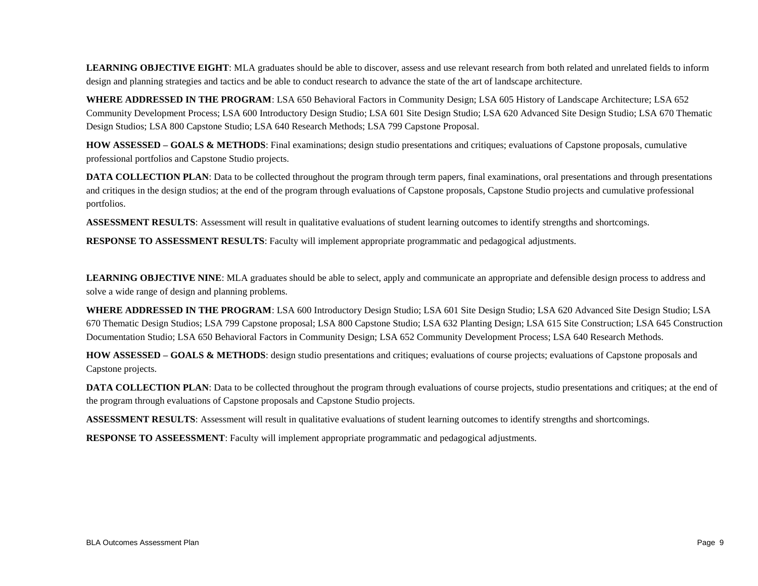**LEARNING OBJECTIVE EIGHT**: MLA graduates should be able to discover, assess and use relevant research from both related and unrelated fields to inform design and planning strategies and tactics and be able to conduct research to advance the state of the art of landscape architecture.

**WHERE ADDRESSED IN THE PROGRAM**: LSA 650 Behavioral Factors in Community Design; LSA 605 History of Landscape Architecture; LSA 652 Community Development Process; LSA 600 Introductory Design Studio; LSA 601 Site Design Studio; LSA 620 Advanced Site Design Studio; LSA 670 Thematic Design Studios; LSA 800 Capstone Studio; LSA 640 Research Methods; LSA 799 Capstone Proposal.

**HOW ASSESSED – GOALS & METHODS**: Final examinations; design studio presentations and critiques; evaluations of Capstone proposals, cumulative professional portfolios and Capstone Studio projects.

**DATA COLLECTION PLAN**: Data to be collected throughout the program through term papers, final examinations, oral presentations and through presentations and critiques in the design studios; at the end of the program through evaluations of Capstone proposals, Capstone Studio projects and cumulative professional portfolios.

**ASSESSMENT RESULTS**: Assessment will result in qualitative evaluations of student learning outcomes to identify strengths and shortcomings.

**RESPONSE TO ASSESSMENT RESULTS**: Faculty will implement appropriate programmatic and pedagogical adjustments.

**LEARNING OBJECTIVE NINE**: MLA graduates should be able to select, apply and communicate an appropriate and defensible design process to address and solve a wide range of design and planning problems.

**WHERE ADDRESSED IN THE PROGRAM**: LSA 600 Introductory Design Studio; LSA 601 Site Design Studio; LSA 620 Advanced Site Design Studio; LSA 670 Thematic Design Studios; LSA 799 Capstone proposal; LSA 800 Capstone Studio; LSA 632 Planting Design; LSA 615 Site Construction; LSA 645 Construction Documentation Studio; LSA 650 Behavioral Factors in Community Design; LSA 652 Community Development Process; LSA 640 Research Methods.

**HOW ASSESSED – GOALS & METHODS**: design studio presentations and critiques; evaluations of course projects; evaluations of Capstone proposals and Capstone projects.

**DATA COLLECTION PLAN**: Data to be collected throughout the program through evaluations of course projects, studio presentations and critiques; at the end of the program through evaluations of Capstone proposals and Capstone Studio projects.

**ASSESSMENT RESULTS**: Assessment will result in qualitative evaluations of student learning outcomes to identify strengths and shortcomings.

**RESPONSE TO ASSEESSMENT**: Faculty will implement appropriate programmatic and pedagogical adjustments.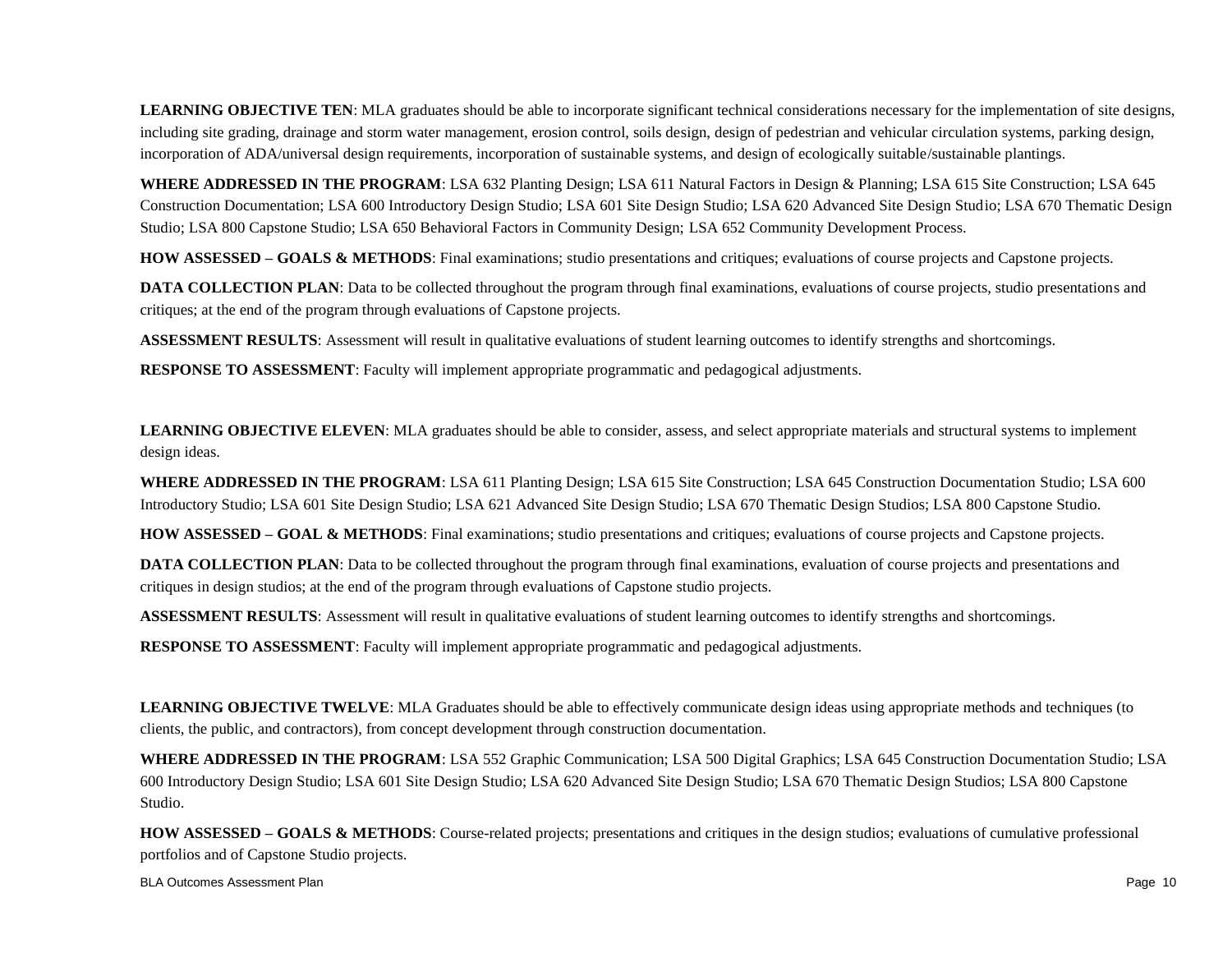**LEARNING OBJECTIVE TEN**: MLA graduates should be able to incorporate significant technical considerations necessary for the implementation of site designs, including site grading, drainage and storm water management, erosion control, soils design, design of pedestrian and vehicular circulation systems, parking design, incorporation of ADA/universal design requirements, incorporation of sustainable systems, and design of ecologically suitable/sustainable plantings.

**WHERE ADDRESSED IN THE PROGRAM**: LSA 632 Planting Design; LSA 611 Natural Factors in Design & Planning; LSA 615 Site Construction; LSA 645 Construction Documentation; LSA 600 Introductory Design Studio; LSA 601 Site Design Studio; LSA 620 Advanced Site Design Studio; LSA 670 Thematic Design Studio; LSA 800 Capstone Studio; LSA 650 Behavioral Factors in Community Design; LSA 652 Community Development Process.

**HOW ASSESSED – GOALS & METHODS**: Final examinations; studio presentations and critiques; evaluations of course projects and Capstone projects.

**DATA COLLECTION PLAN**: Data to be collected throughout the program through final examinations, evaluations of course projects, studio presentations and critiques; at the end of the program through evaluations of Capstone projects.

**ASSESSMENT RESULTS**: Assessment will result in qualitative evaluations of student learning outcomes to identify strengths and shortcomings.

**RESPONSE TO ASSESSMENT**: Faculty will implement appropriate programmatic and pedagogical adjustments.

**LEARNING OBJECTIVE ELEVEN**: MLA graduates should be able to consider, assess, and select appropriate materials and structural systems to implement design ideas.

**WHERE ADDRESSED IN THE PROGRAM**: LSA 611 Planting Design; LSA 615 Site Construction; LSA 645 Construction Documentation Studio; LSA 600 Introductory Studio; LSA 601 Site Design Studio; LSA 621 Advanced Site Design Studio; LSA 670 Thematic Design Studios; LSA 800 Capstone Studio.

**HOW ASSESSED – GOAL & METHODS**: Final examinations; studio presentations and critiques; evaluations of course projects and Capstone projects.

**DATA COLLECTION PLAN**: Data to be collected throughout the program through final examinations, evaluation of course projects and presentations and critiques in design studios; at the end of the program through evaluations of Capstone studio projects.

**ASSESSMENT RESULTS**: Assessment will result in qualitative evaluations of student learning outcomes to identify strengths and shortcomings.

**RESPONSE TO ASSESSMENT**: Faculty will implement appropriate programmatic and pedagogical adjustments.

**LEARNING OBJECTIVE TWELVE**: MLA Graduates should be able to effectively communicate design ideas using appropriate methods and techniques (to clients, the public, and contractors), from concept development through construction documentation.

**WHERE ADDRESSED IN THE PROGRAM**: LSA 552 Graphic Communication; LSA 500 Digital Graphics; LSA 645 Construction Documentation Studio; LSA 600 Introductory Design Studio; LSA 601 Site Design Studio; LSA 620 Advanced Site Design Studio; LSA 670 Thematic Design Studios; LSA 800 Capstone Studio.

**HOW ASSESSED – GOALS & METHODS**: Course-related projects; presentations and critiques in the design studios; evaluations of cumulative professional portfolios and of Capstone Studio projects.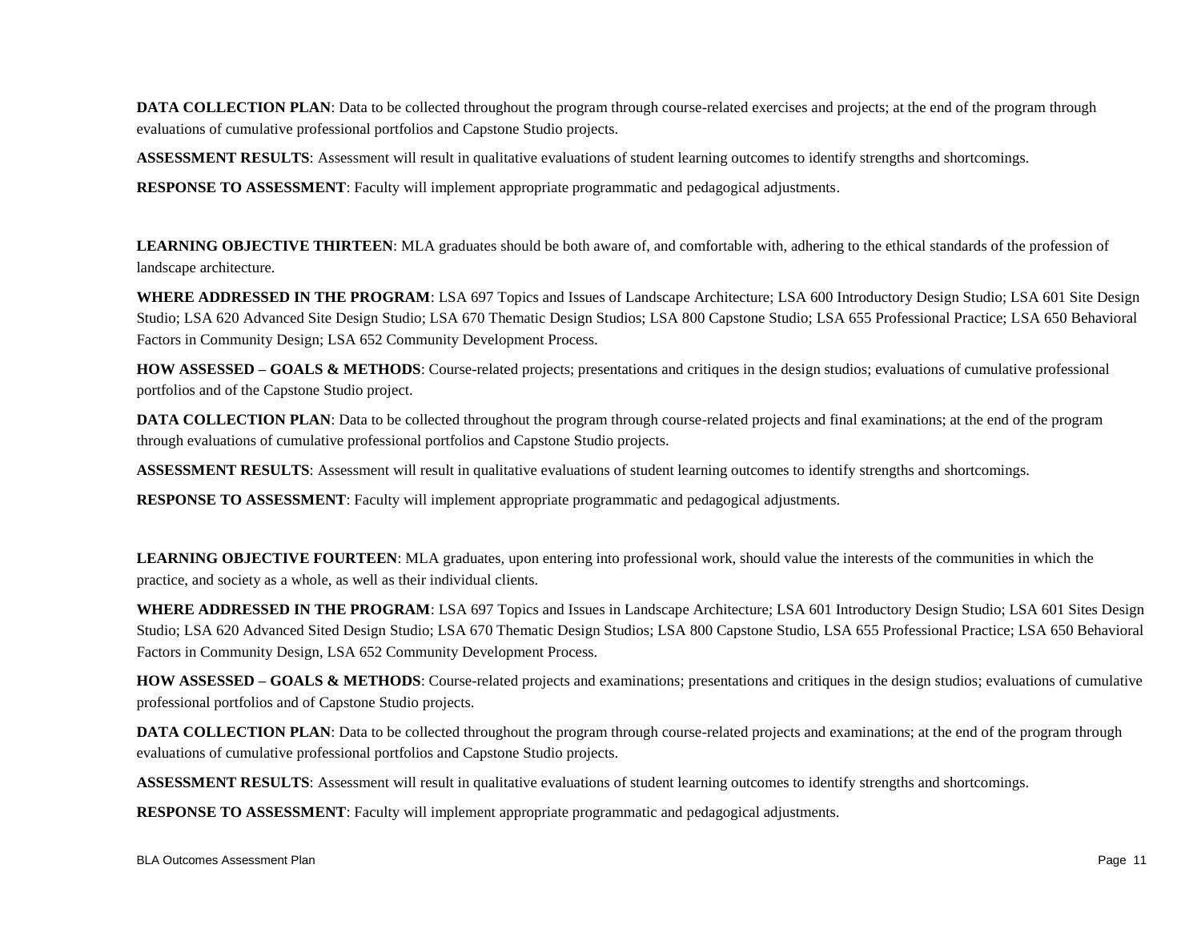**DATA COLLECTION PLAN**: Data to be collected throughout the program through course-related exercises and projects; at the end of the program through evaluations of cumulative professional portfolios and Capstone Studio projects.

**ASSESSMENT RESULTS**: Assessment will result in qualitative evaluations of student learning outcomes to identify strengths and shortcomings.

**RESPONSE TO ASSESSMENT**: Faculty will implement appropriate programmatic and pedagogical adjustments.

**LEARNING OBJECTIVE THIRTEEN**: MLA graduates should be both aware of, and comfortable with, adhering to the ethical standards of the profession of landscape architecture.

**WHERE ADDRESSED IN THE PROGRAM**: LSA 697 Topics and Issues of Landscape Architecture; LSA 600 Introductory Design Studio; LSA 601 Site Design Studio; LSA 620 Advanced Site Design Studio; LSA 670 Thematic Design Studios; LSA 800 Capstone Studio; LSA 655 Professional Practice; LSA 650 Behavioral Factors in Community Design; LSA 652 Community Development Process.

**HOW ASSESSED – GOALS & METHODS**: Course-related projects; presentations and critiques in the design studios; evaluations of cumulative professional portfolios and of the Capstone Studio project.

**DATA COLLECTION PLAN**: Data to be collected throughout the program through course-related projects and final examinations; at the end of the program through evaluations of cumulative professional portfolios and Capstone Studio projects.

**ASSESSMENT RESULTS**: Assessment will result in qualitative evaluations of student learning outcomes to identify strengths and shortcomings.

**RESPONSE TO ASSESSMENT**: Faculty will implement appropriate programmatic and pedagogical adjustments.

**LEARNING OBJECTIVE FOURTEEN**: MLA graduates, upon entering into professional work, should value the interests of the communities in which the practice, and society as a whole, as well as their individual clients.

**WHERE ADDRESSED IN THE PROGRAM**: LSA 697 Topics and Issues in Landscape Architecture; LSA 601 Introductory Design Studio; LSA 601 Sites Design Studio; LSA 620 Advanced Sited Design Studio; LSA 670 Thematic Design Studios; LSA 800 Capstone Studio, LSA 655 Professional Practice; LSA 650 Behavioral Factors in Community Design, LSA 652 Community Development Process.

**HOW ASSESSED – GOALS & METHODS**: Course-related projects and examinations; presentations and critiques in the design studios; evaluations of cumulative professional portfolios and of Capstone Studio projects.

**DATA COLLECTION PLAN**: Data to be collected throughout the program through course-related projects and examinations; at the end of the program through evaluations of cumulative professional portfolios and Capstone Studio projects.

**ASSESSMENT RESULTS**: Assessment will result in qualitative evaluations of student learning outcomes to identify strengths and shortcomings.

**RESPONSE TO ASSESSMENT**: Faculty will implement appropriate programmatic and pedagogical adjustments.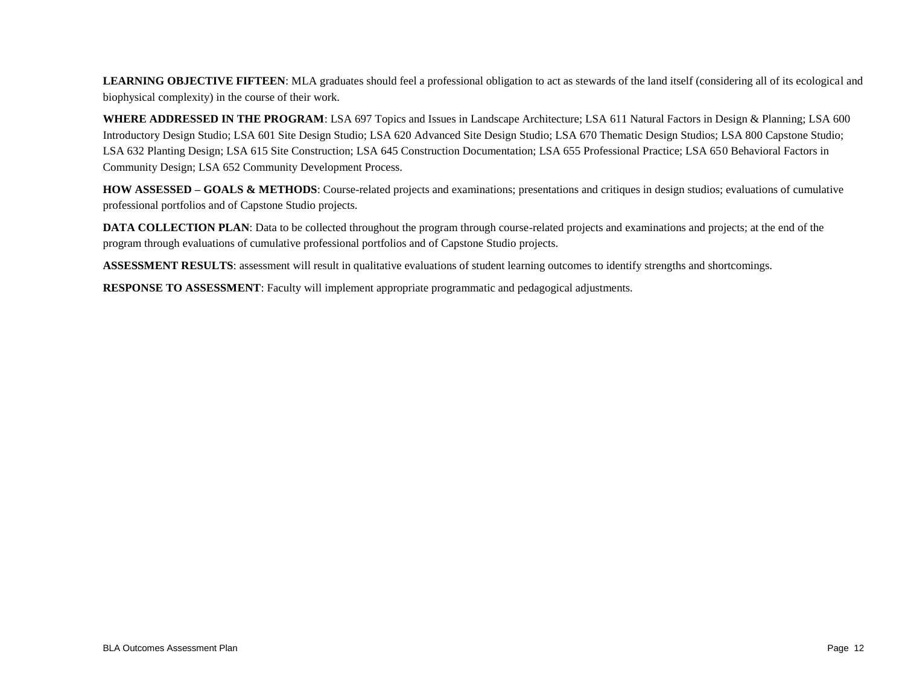**LEARNING OBJECTIVE FIFTEEN**: MLA graduates should feel a professional obligation to act as stewards of the land itself (considering all of its ecological and biophysical complexity) in the course of their work.

**WHERE ADDRESSED IN THE PROGRAM**: LSA 697 Topics and Issues in Landscape Architecture; LSA 611 Natural Factors in Design & Planning; LSA 600 Introductory Design Studio; LSA 601 Site Design Studio; LSA 620 Advanced Site Design Studio; LSA 670 Thematic Design Studios; LSA 800 Capstone Studio; LSA 632 Planting Design; LSA 615 Site Construction; LSA 645 Construction Documentation; LSA 655 Professional Practice; LSA 650 Behavioral Factors in Community Design; LSA 652 Community Development Process.

**HOW ASSESSED – GOALS & METHODS**: Course-related projects and examinations; presentations and critiques in design studios; evaluations of cumulative professional portfolios and of Capstone Studio projects.

**DATA COLLECTION PLAN**: Data to be collected throughout the program through course-related projects and examinations and projects; at the end of the program through evaluations of cumulative professional portfolios and of Capstone Studio projects.

**ASSESSMENT RESULTS**: assessment will result in qualitative evaluations of student learning outcomes to identify strengths and shortcomings.

**RESPONSE TO ASSESSMENT**: Faculty will implement appropriate programmatic and pedagogical adjustments.